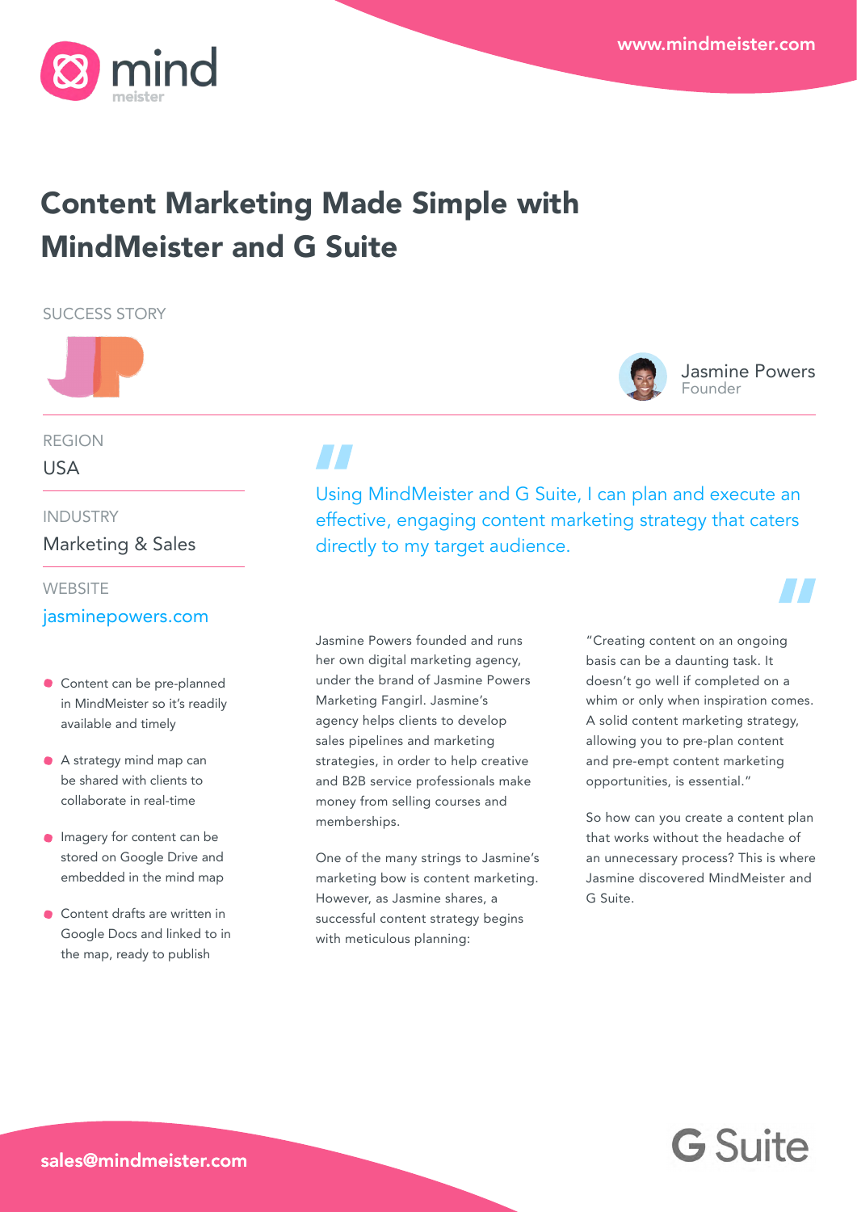www.mindmeister.com

# Content Marketing Made Simple with MindMeister and G Suite

SUCCESS STORY

Jasmine Powers
Founder

REGION

USA

INDUSTRY

Marketing & Sales

WEBSITE

jasminepowers.com

- Content can be pre-planned in MindMeister so it's readily available and timely
- A strategy mind map can be shared with clients to collaborate in real-time
- Imagery for content can be stored on Google Drive and embedded in the mind map
- Content drafts are written in Google Docs and linked to in the map, ready to publish

> Using MindMeister and G Suite, I can plan and execute an effective, engaging content marketing strategy that caters directly to my target audience.

Jasmine Powers founded and runs her own digital marketing agency, under the brand of Jasmine Powers Marketing Fangirl. Jasmine's agency helps clients to develop sales pipelines and marketing strategies, in order to help creative and B2B service professionals make money from selling courses and memberships.

One of the many strings to Jasmine's marketing bow is content marketing. However, as Jasmine shares, a successful content strategy begins with meticulous planning:

"Creating content on an ongoing basis can be a daunting task. It doesn't go well if completed on a whim or only when inspiration comes. A solid content marketing strategy, allowing you to pre-plan content and pre-empt content marketing opportunities, is essential."

So how can you create a content plan that works without the headache of an unnecessary process? This is where Jasmine discovered MindMeister and G Suite.

sales@mindmeister.com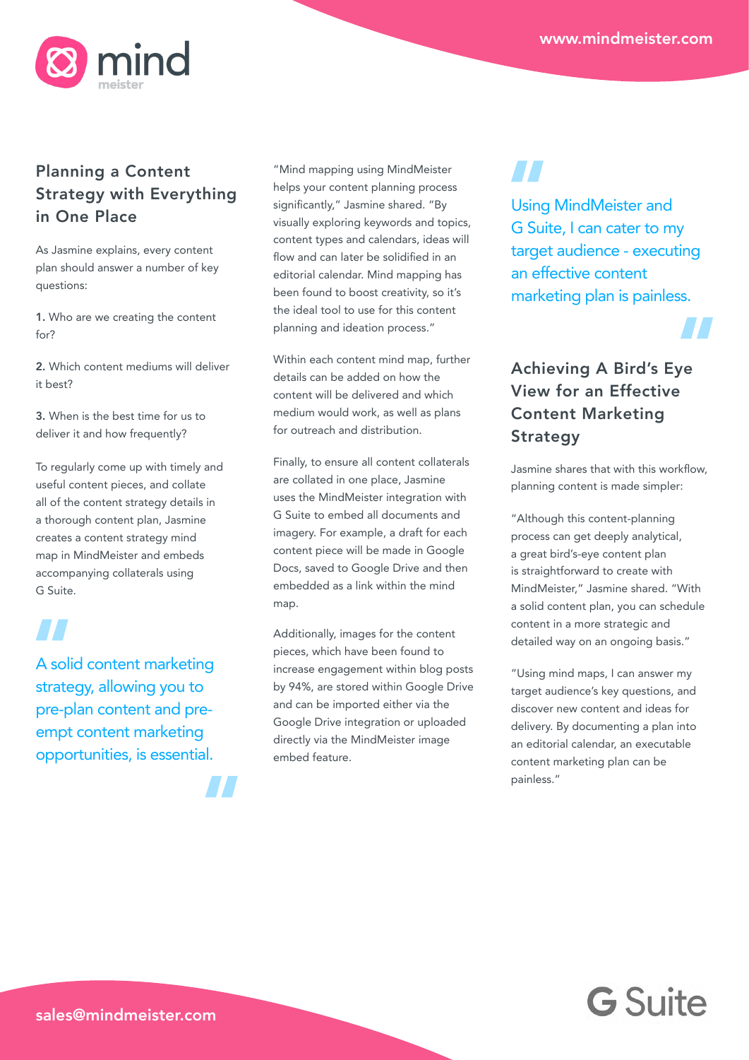## Planning a Content Strategy with Everything in One Place

As Jasmine explains, every content plan should answer a number of key questions:

1. Who are we creating the content for?

2. Which content mediums will deliver it best?

3. When is the best time for us to deliver it and how frequently?

To regularly come up with timely and useful content pieces, and collate all of the content strategy details in a thorough content plan, Jasmine creates a content strategy mind map in MindMeister and embeds accompanying collaterals using G Suite.

> A solid content marketing strategy, allowing you to pre-plan content and pre-empt content marketing opportunities, is essential.

"Mind mapping using MindMeister helps your content planning process significantly," Jasmine shared. "By visually exploring keywords and topics, content types and calendars, ideas will flow and can later be solidified in an editorial calendar. Mind mapping has been found to boost creativity, so it's the ideal tool to use for this content planning and ideation process."

Within each content mind map, further details can be added on how the content will be delivered and which medium would work, as well as plans for outreach and distribution.

Finally, to ensure all content collaterals are collated in one place, Jasmine uses the MindMeister integration with G Suite to embed all documents and imagery. For example, a draft for each content piece will be made in Google Docs, saved to Google Drive and then embedded as a link within the mind map.

Additionally, images for the content pieces, which have been found to increase engagement within blog posts by 94%, are stored within Google Drive and can be imported either via the Google Drive integration or uploaded directly via the MindMeister image embed feature.

> Using MindMeister and G Suite, I can cater to my target audience - executing an effective content marketing plan is painless.

## Achieving A Bird's Eye View for an Effective Content Marketing Strategy

Jasmine shares that with this workflow, planning content is made simpler:

"Although this content-planning process can get deeply analytical, a great bird's-eye content plan is straightforward to create with MindMeister," Jasmine shared. "With a solid content plan, you can schedule content in a more strategic and detailed way on an ongoing basis."

"Using mind maps, I can answer my target audience's key questions, and discover new content and ideas for delivery. By documenting a plan into an editorial calendar, an executable content marketing plan can be painless."

sales@mindmeister.com